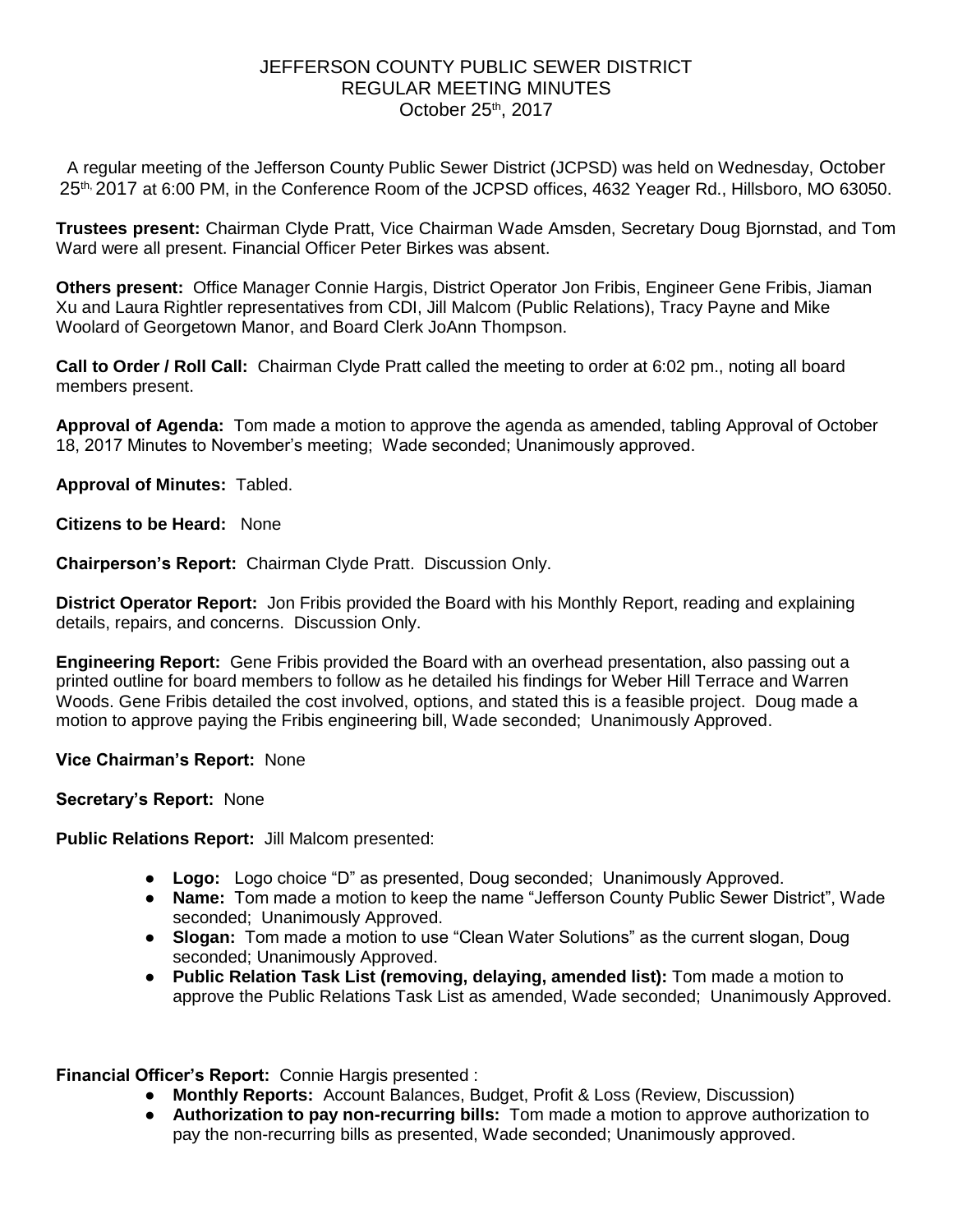# JEFFERSON COUNTY PUBLIC SEWER DISTRICT
## REGULAR MEETING MINUTES
### October 25th, 2017

A regular meeting of the Jefferson County Public Sewer District (JCPSD) was held on Wednesday, October 25th, 2017 at 6:00 PM, in the Conference Room of the JCPSD offices, 4632 Yeager Rd., Hillsboro, MO 63050.

**Trustees present:** Chairman Clyde Pratt, Vice Chairman Wade Amsden, Secretary Doug Bjornstad, and Tom Ward were all present. Financial Officer Peter Birkes was absent.

**Others present:** Office Manager Connie Hargis, District Operator Jon Fribis, Engineer Gene Fribis, Jiaman Xu and Laura Rightler representatives from CDI, Jill Malcom (Public Relations), Tracy Payne and Mike Woolard of Georgetown Manor, and Board Clerk JoAnn Thompson.

**Call to Order / Roll Call:** Chairman Clyde Pratt called the meeting to order at 6:02 pm., noting all board members present.

**Approval of Agenda:** Tom made a motion to approve the agenda as amended, tabling Approval of October 18, 2017 Minutes to November's meeting; Wade seconded; Unanimously approved.

**Approval of Minutes:** Tabled.

**Citizens to be Heard:** None

**Chairperson's Report:** Chairman Clyde Pratt. Discussion Only.

**District Operator Report:** Jon Fribis provided the Board with his Monthly Report, reading and explaining details, repairs, and concerns. Discussion Only.

**Engineering Report:** Gene Fribis provided the Board with an overhead presentation, also passing out a printed outline for board members to follow as he detailed his findings for Weber Hill Terrace and Warren Woods. Gene Fribis detailed the cost involved, options, and stated this is a feasible project. Doug made a motion to approve paying the Fribis engineering bill, Wade seconded; Unanimously Approved.

**Vice Chairman's Report:** None

**Secretary's Report:** None

**Public Relations Report:** Jill Malcom presented:

- **Logo:** Logo choice "D" as presented, Doug seconded; Unanimously Approved.
- **Name:** Tom made a motion to keep the name "Jefferson County Public Sewer District", Wade seconded; Unanimously Approved.
- **Slogan:** Tom made a motion to use "Clean Water Solutions" as the current slogan, Doug seconded; Unanimously Approved.
- **Public Relation Task List (removing, delaying, amended list):** Tom made a motion to approve the Public Relations Task List as amended, Wade seconded; Unanimously Approved.

**Financial Officer's Report:** Connie Hargis presented :

- **Monthly Reports:** Account Balances, Budget, Profit & Loss (Review, Discussion)
- **Authorization to pay non-recurring bills:** Tom made a motion to approve authorization to pay the non-recurring bills as presented, Wade seconded; Unanimously approved.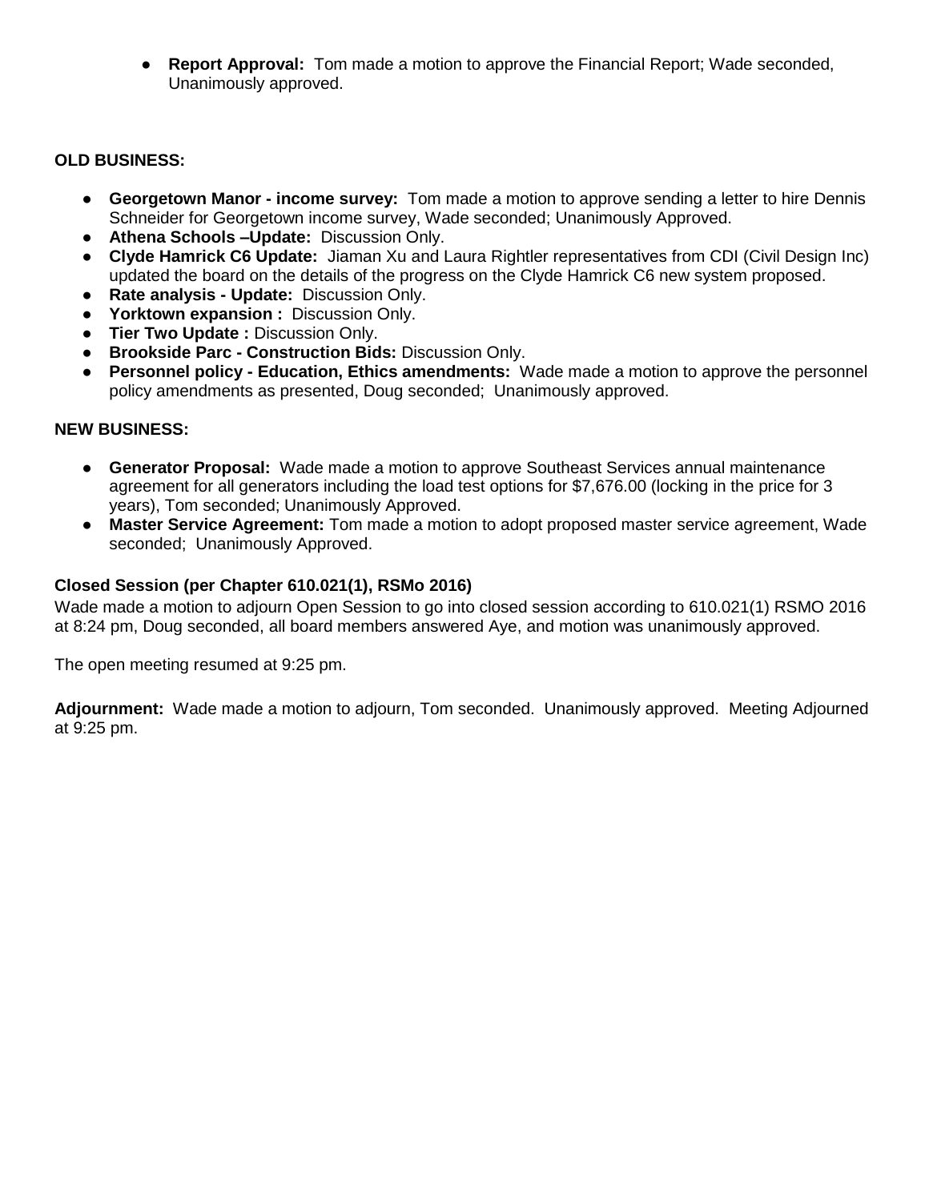- **Report Approval:** Tom made a motion to approve the Financial Report; Wade seconded, Unanimously approved.

**OLD BUSINESS:**

- **Georgetown Manor - income survey:** Tom made a motion to approve sending a letter to hire Dennis Schneider for Georgetown income survey, Wade seconded; Unanimously Approved.
- **Athena Schools –Update:** Discussion Only.
- **Clyde Hamrick C6 Update:** Jiaman Xu and Laura Rightler representatives from CDI (Civil Design Inc) updated the board on the details of the progress on the Clyde Hamrick C6 new system proposed.
- **Rate analysis - Update:** Discussion Only.
- **Yorktown expansion :** Discussion Only.
- **Tier Two Update :** Discussion Only.
- **Brookside Parc - Construction Bids:** Discussion Only.
- **Personnel policy - Education, Ethics amendments:** Wade made a motion to approve the personnel policy amendments as presented, Doug seconded; Unanimously approved.

**NEW BUSINESS:**

- **Generator Proposal:** Wade made a motion to approve Southeast Services annual maintenance agreement for all generators including the load test options for $7,676.00 (locking in the price for 3 years), Tom seconded; Unanimously Approved.
- **Master Service Agreement:** Tom made a motion to adopt proposed master service agreement, Wade seconded; Unanimously Approved.

**Closed Session (per Chapter 610.021(1), RSMo 2016)**

Wade made a motion to adjourn Open Session to go into closed session according to 610.021(1) RSMO 2016 at 8:24 pm, Doug seconded, all board members answered Aye, and motion was unanimously approved.

The open meeting resumed at 9:25 pm.

**Adjournment:** Wade made a motion to adjourn, Tom seconded. Unanimously approved. Meeting Adjourned at 9:25 pm.